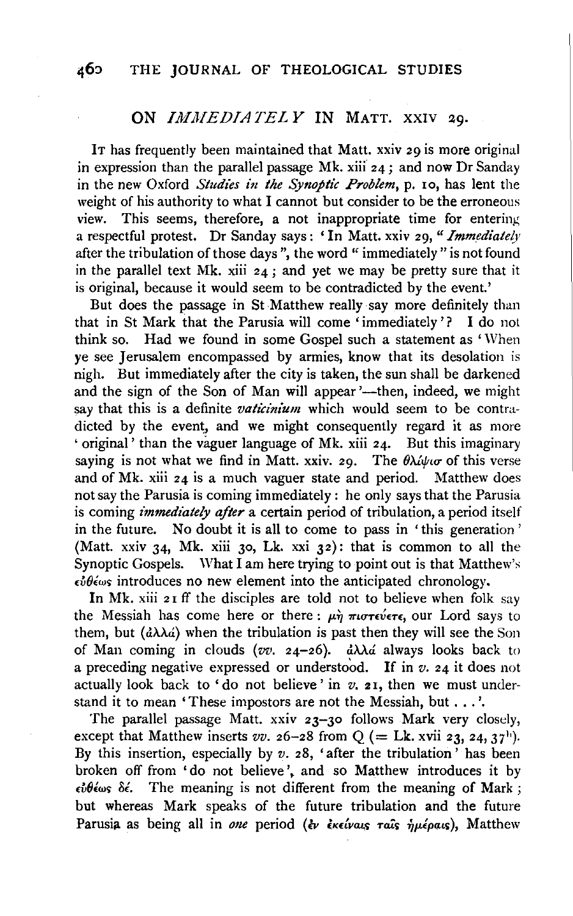## ON *IMMEDIATELY* IN MATT. XXIV 29.

IT has frequently been maintained that Matt. xxiv 29 is more original in expression than the parallel passage Mk. xiii 24; and now Dr Sanday in the new Oxford *Studies in the Synoptic Problem*, p. 10, has lent the weight of his authority to what I cannot but consider to be the erroneous view. This seems, therefore, a not inappropriate time for entering a respectful protest. Dr Sanday says: 'In Matt. xxiv 29, "*Immediately* after the tribulation of those days", the word "immediately" is not found in the parallel text Mk. xiii 24; and yet we may be pretty sure that it is original, because it would seem to be contradicted by the event.'

But does the passage in St Matthew really say more definitely than that in St Mark that the Parusia will come 'immediately'? I do not think so. Had we found in some Gospel such a statement as 'When ye see Jerusalem encompassed by armies, know that its desolation is nigh. But immediately after the city is taken, the sun shall be darkened and the sign of the Son of Man will appear'—then, indeed, we might say that this is a definite *vaticinium* which would seem to be contradicted by the event, and we might consequently regard it as more 'original' than the vaguer language of Mk. xiii 24. But this imaginary saying is not what we find in Matt. xxiv. 29. The θλίψισ of this verse and of Mk. xiii 24 is a much vaguer state and period. Matthew does not say the Parusia is coming immediately: he only says that the Parusia is coming *immediately after* a certain period of tribulation, a period itself in the future. No doubt it is all to come to pass in 'this generation' (Matt. xxiv 34, Mk. xiii 30, Lk. xxi 32): that is common to all the Synoptic Gospels. What I am here trying to point out is that Matthew's εὐθέως introduces no new element into the anticipated chronology.

In Mk. xiii 21 ff the disciples are told not to believe when folk say the Messiah has come here or there: μὴ πιστεύετε, our Lord says to them, but (ἀλλά) when the tribulation is past then they will see the Son of Man coming in clouds (*vv.* 24–26). ἀλλά always looks back to a preceding negative expressed or understood. If in *v.* 24 it does not actually look back to 'do not believe' in *v.* 21, then we must understand it to mean 'These impostors are not the Messiah, but . . .'.

The parallel passage Matt. xxiv 23–30 follows Mark very closely, except that Matthew inserts *vv.* 26–28 from Q (= Lk. xvii 23, 24, 37[b]). By this insertion, especially by *v.* 28, 'after the tribulation' has been broken off from 'do not believe', and so Matthew introduces it by εὐθέως δέ. The meaning is not different from the meaning of Mark; but whereas Mark speaks of the future tribulation and the future Parusia as being all in *one* period (ἐν ἐκείναις ταῖς ἡμέραις), Matthew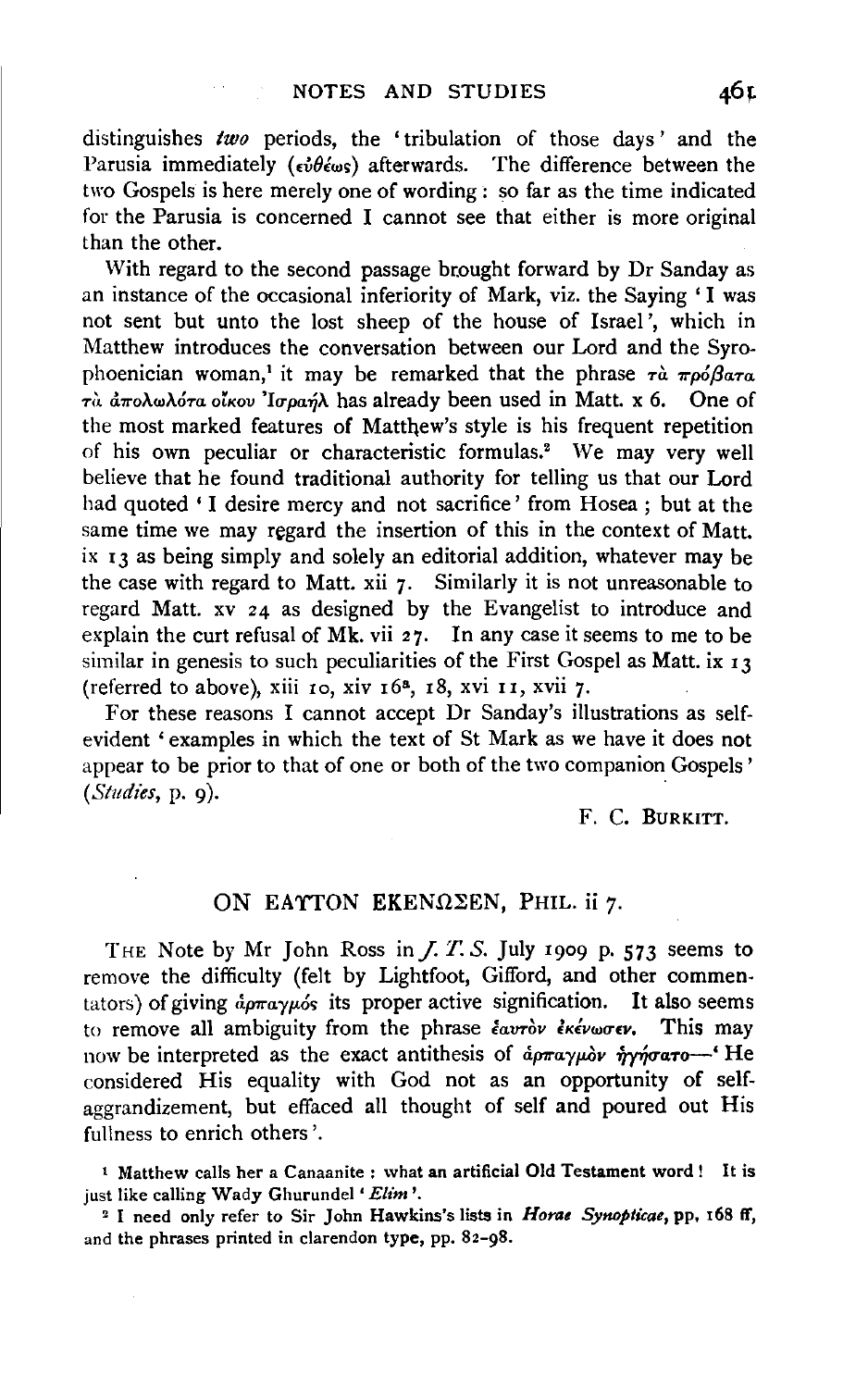distinguishes *two* periods, the 'tribulation of those days' and the Parusia immediately (εὐθέως) afterwards. The difference between the two Gospels is here merely one of wording: so far as the time indicated for the Parusia is concerned I cannot see that either is more original than the other.

With regard to the second passage brought forward by Dr Sanday as an instance of the occasional inferiority of Mark, viz. the Saying 'I was not sent but unto the lost sheep of the house of Israel', which in Matthew introduces the conversation between our Lord and the Syrophoenician woman,[1] it may be remarked that the phrase τὰ πρόβατα τὰ ἀπολωλότα οἴκου Ἰσραήλ has already been used in Matt. x 6. One of the most marked features of Matthew's style is his frequent repetition of his own peculiar or characteristic formulas.[2] We may very well believe that he found traditional authority for telling us that our Lord had quoted 'I desire mercy and not sacrifice' from Hosea; but at the same time we may regard the insertion of this in the context of Matt. ix 13 as being simply and solely an editorial addition, whatever may be the case with regard to Matt. xii 7. Similarly it is not unreasonable to regard Matt. xv 24 as designed by the Evangelist to introduce and explain the curt refusal of Mk. vii 27. In any case it seems to me to be similar in genesis to such peculiarities of the First Gospel as Matt. ix 13 (referred to above), xiii 10, xiv 16[a], 18, xvi 11, xvii 7.

For these reasons I cannot accept Dr Sanday's illustrations as self-evident 'examples in which the text of St Mark as we have it does not appear to be prior to that of one or both of the two companion Gospels' (*Studies*, p. 9).

F. C. BURKITT.

## ON ΕΑΥΤΟΝ ΕΚΕΝΩΣΕΝ, PHIL. ii 7.

THE Note by Mr John Ross in *J. T. S.* July 1909 p. 573 seems to remove the difficulty (felt by Lightfoot, Gifford, and other commentators) of giving ἁρπαγμός its proper active signification. It also seems to remove all ambiguity from the phrase ἑαυτὸν ἐκένωσεν. This may now be interpreted as the exact antithesis of ἁρπαγμὸν ἡγήσατο—'He considered His equality with God not as an opportunity of self-aggrandizement, but effaced all thought of self and poured out His fullness to enrich others'.

[1] Matthew calls her a Canaanite: what an artificial Old Testament word! It is just like calling Wady Ghurundel '*Elim*'.

[2] I need only refer to Sir John Hawkins's lists in *Horae Synopticae*, pp. 168 ff, and the phrases printed in clarendon type, pp. 82–98.